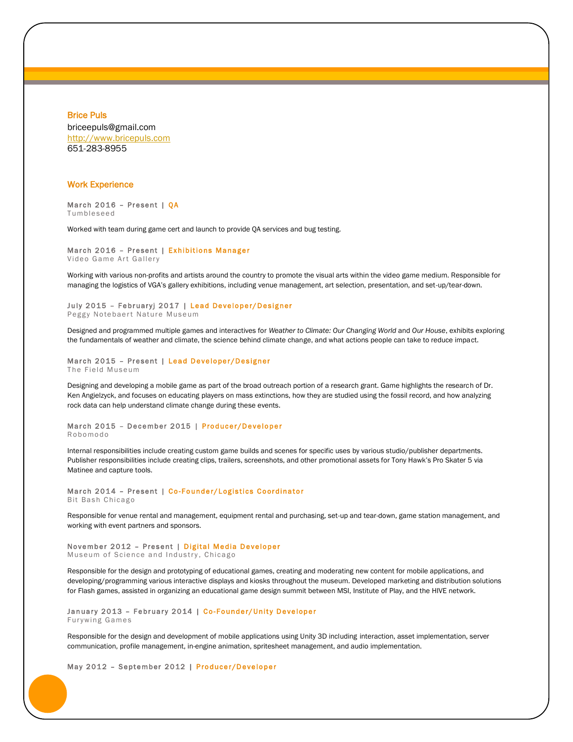## Brice Puls

briceepuls@gmail.com
[http://www.bricepuls.com](http://www.bricepuls.com)
651-283-8955

## Work Experience

**March 2016 – Present | QA**
Tumbleseed

Worked with team during game cert and launch to provide QA services and bug testing.

**March 2016 – Present | Exhibitions Manager**
Video Game Art Gallery

Working with various non-profits and artists around the country to promote the visual arts within the video game medium. Responsible for managing the logistics of VGA's gallery exhibitions, including venue management, art selection, presentation, and set-up/tear-down.

**July 2015 – Februaryj 2017 | Lead Developer/Designer**
Peggy Notebaert Nature Museum

Designed and programmed multiple games and interactives for *Weather to Climate: Our Changing World* and *Our House*, exhibits exploring the fundamentals of weather and climate, the science behind climate change, and what actions people can take to reduce impact.

**March 2015 – Present | Lead Developer/Designer**
The Field Museum

Designing and developing a mobile game as part of the broad outreach portion of a research grant. Game highlights the research of Dr. Ken Angielzyck, and focuses on educating players on mass extinctions, how they are studied using the fossil record, and how analyzing rock data can help understand climate change during these events.

**March 2015 – December 2015 | Producer/Developer**
Robomodo

Internal responsibilities include creating custom game builds and scenes for specific uses by various studio/publisher departments. Publisher responsibilities include creating clips, trailers, screenshots, and other promotional assets for Tony Hawk's Pro Skater 5 via Matinee and capture tools.

**March 2014 – Present | Co-Founder/Logistics Coordinator**
Bit Bash Chicago

Responsible for venue rental and management, equipment rental and purchasing, set-up and tear-down, game station management, and working with event partners and sponsors.

**November 2012 – Present | Digital Media Developer**
Museum of Science and Industry, Chicago

Responsible for the design and prototyping of educational games, creating and moderating new content for mobile applications, and developing/programming various interactive displays and kiosks throughout the museum. Developed marketing and distribution solutions for Flash games, assisted in organizing an educational game design summit between MSI, Institute of Play, and the HIVE network.

**January 2013 – February 2014 | Co-Founder/Unity Developer**
Furywing Games

Responsible for the design and development of mobile applications using Unity 3D including interaction, asset implementation, server communication, profile management, in-engine animation, spritesheet management, and audio implementation.

**May 2012 – September 2012 | Producer/Developer**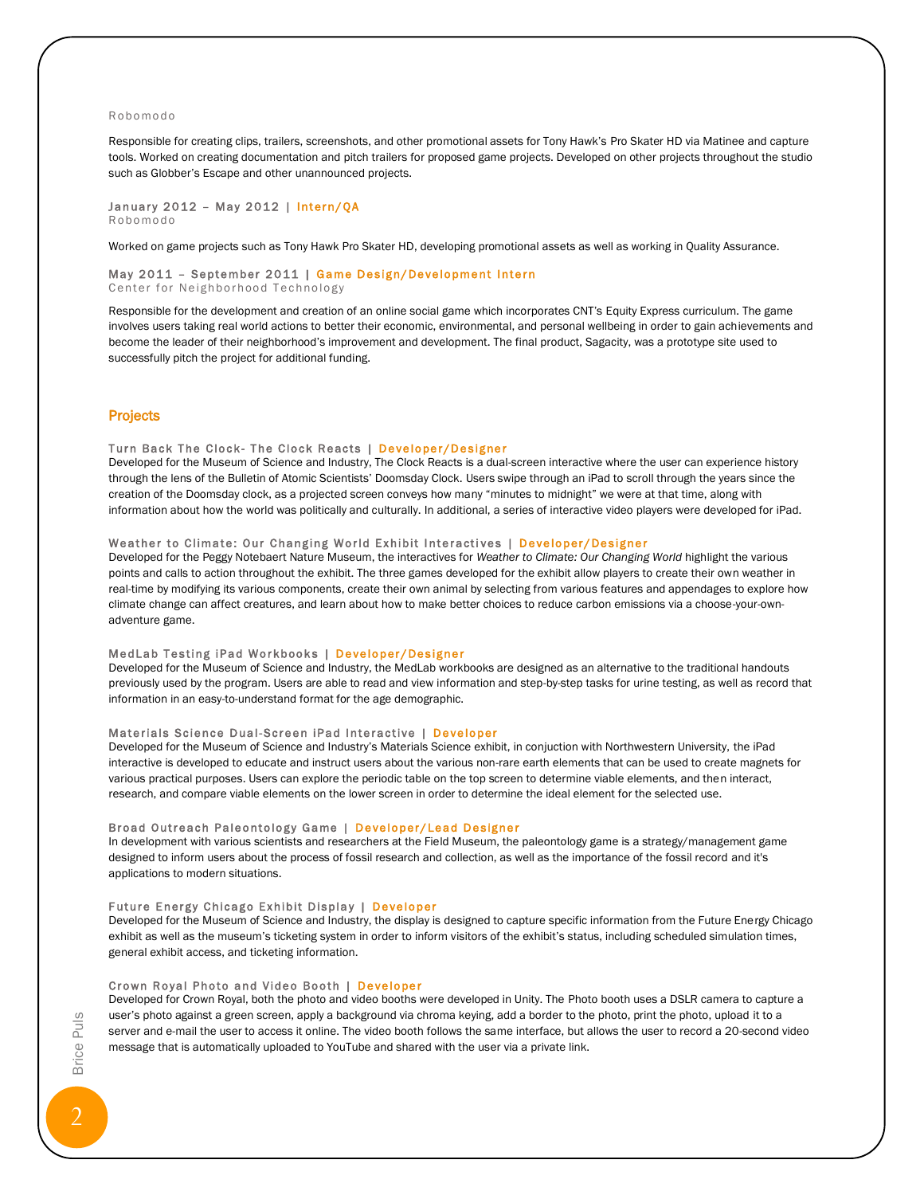Robomodo

Responsible for creating clips, trailers, screenshots, and other promotional assets for Tony Hawk's Pro Skater HD via Matinee and capture tools. Worked on creating documentation and pitch trailers for proposed game projects. Developed on other projects throughout the studio such as Globber's Escape and other unannounced projects.

**January 2012 – May 2012 | Intern/QA**
Robomodo

Worked on game projects such as Tony Hawk Pro Skater HD, developing promotional assets as well as working in Quality Assurance.

**May 2011 – September 2011 | Game Design/Development Intern**
Center for Neighborhood Technology

Responsible for the development and creation of an online social game which incorporates CNT's Equity Express curriculum. The game involves users taking real world actions to better their economic, environmental, and personal wellbeing in order to gain achievements and become the leader of their neighborhood's improvement and development. The final product, Sagacity, was a prototype site used to successfully pitch the project for additional funding.

## Projects

**Turn Back The Clock- The Clock Reacts | Developer/Designer**
Developed for the Museum of Science and Industry, The Clock Reacts is a dual-screen interactive where the user can experience history through the lens of the Bulletin of Atomic Scientists' Doomsday Clock. Users swipe through an iPad to scroll through the years since the creation of the Doomsday clock, as a projected screen conveys how many "minutes to midnight" we were at that time, along with information about how the world was politically and culturally. In additional, a series of interactive video players were developed for iPad.

**Weather to Climate: Our Changing World Exhibit Interactives | Developer/Designer**
Developed for the Peggy Notebaert Nature Museum, the interactives for *Weather to Climate: Our Changing World* highlight the various points and calls to action throughout the exhibit. The three games developed for the exhibit allow players to create their own weather in real-time by modifying its various components, create their own animal by selecting from various features and appendages to explore how climate change can affect creatures, and learn about how to make better choices to reduce carbon emissions via a choose-your-own-adventure game.

**MedLab Testing iPad Workbooks | Developer/Designer**
Developed for the Museum of Science and Industry, the MedLab workbooks are designed as an alternative to the traditional handouts previously used by the program. Users are able to read and view information and step-by-step tasks for urine testing, as well as record that information in an easy-to-understand format for the age demographic.

**Materials Science Dual-Screen iPad Interactive | Developer**
Developed for the Museum of Science and Industry's Materials Science exhibit, in conjuction with Northwestern University, the iPad interactive is developed to educate and instruct users about the various non-rare earth elements that can be used to create magnets for various practical purposes. Users can explore the periodic table on the top screen to determine viable elements, and then interact, research, and compare viable elements on the lower screen in order to determine the ideal element for the selected use.

**Broad Outreach Paleontology Game | Developer/Lead Designer**
In development with various scientists and researchers at the Field Museum, the paleontology game is a strategy/management game designed to inform users about the process of fossil research and collection, as well as the importance of the fossil record and it's applications to modern situations.

**Future Energy Chicago Exhibit Display | Developer**
Developed for the Museum of Science and Industry, the display is designed to capture specific information from the Future Energy Chicago exhibit as well as the museum's ticketing system in order to inform visitors of the exhibit's status, including scheduled simulation times, general exhibit access, and ticketing information.

**Crown Royal Photo and Video Booth | Developer**
Developed for Crown Royal, both the photo and video booths were developed in Unity. The Photo booth uses a DSLR camera to capture a user's photo against a green screen, apply a background via chroma keying, add a border to the photo, print the photo, upload it to a server and e-mail the user to access it online. The video booth follows the same interface, but allows the user to record a 20-second video message that is automatically uploaded to YouTube and shared with the user via a private link.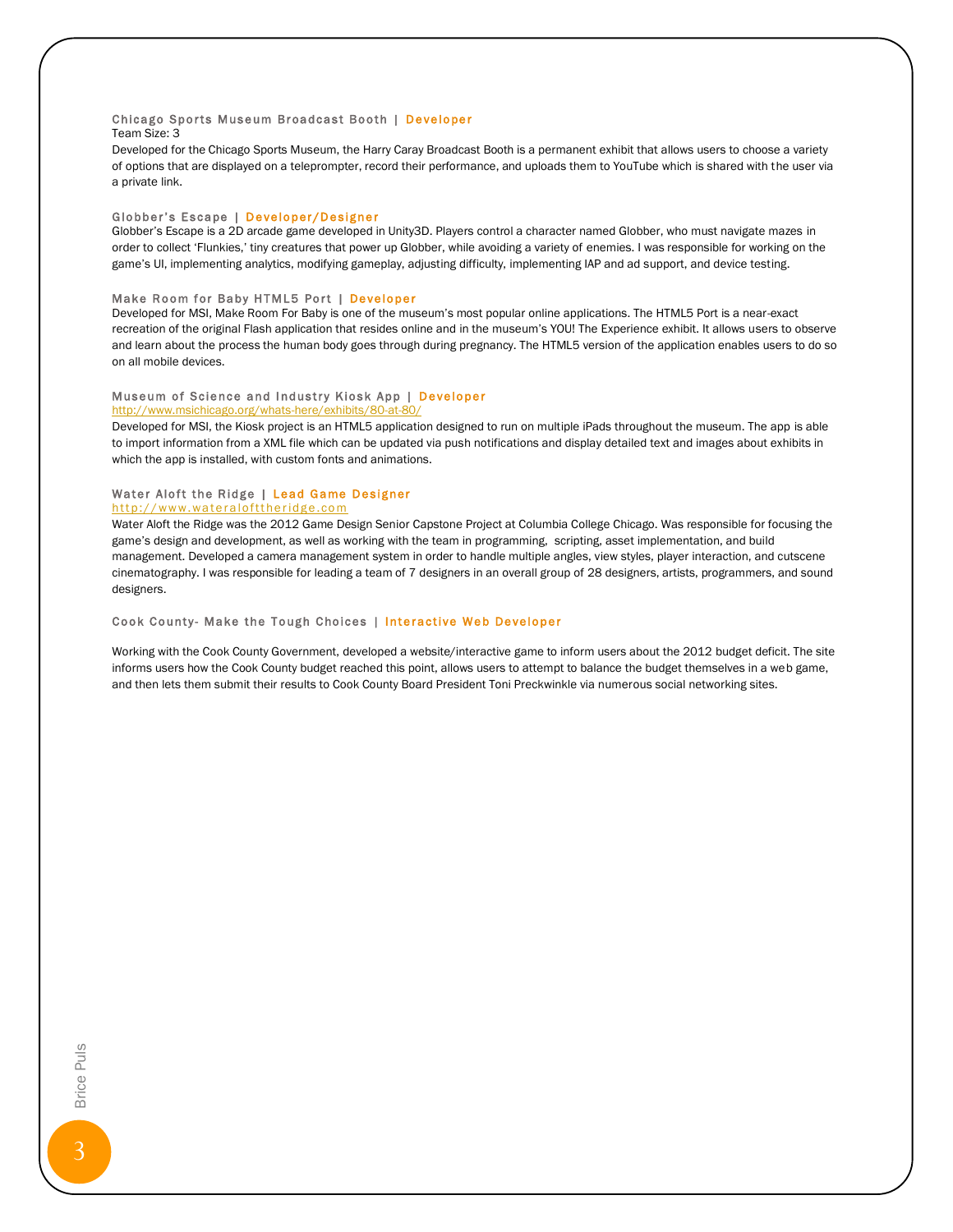### Chicago Sports Museum Broadcast Booth | **Developer**

Team Size: 3

Developed for the Chicago Sports Museum, the Harry Caray Broadcast Booth is a permanent exhibit that allows users to choose a variety of options that are displayed on a teleprompter, record their performance, and uploads them to YouTube which is shared with the user via a private link.

### Globber's Escape | **Developer/Designer**

Globber's Escape is a 2D arcade game developed in Unity3D. Players control a character named Globber, who must navigate mazes in order to collect 'Flunkies,' tiny creatures that power up Globber, while avoiding a variety of enemies. I was responsible for working on the game's UI, implementing analytics, modifying gameplay, adjusting difficulty, implementing IAP and ad support, and device testing.

### Make Room for Baby HTML5 Port | **Developer**

Developed for MSI, Make Room For Baby is one of the museum's most popular online applications. The HTML5 Port is a near-exact recreation of the original Flash application that resides online and in the museum's YOU! The Experience exhibit. It allows users to observe and learn about the process the human body goes through during pregnancy. The HTML5 version of the application enables users to do so on all mobile devices.

### Museum of Science and Industry Kiosk App | **Developer**

http://www.msichicago.org/whats-here/exhibits/80-at-80/

Developed for MSI, the Kiosk project is an HTML5 application designed to run on multiple iPads throughout the museum. The app is able to import information from a XML file which can be updated via push notifications and display detailed text and images about exhibits in which the app is installed, with custom fonts and animations.

### Water Aloft the Ridge | **Lead Game Designer**

http://www.wateralofttheridge.com

Water Aloft the Ridge was the 2012 Game Design Senior Capstone Project at Columbia College Chicago. Was responsible for focusing the game's design and development, as well as working with the team in programming, scripting, asset implementation, and build management. Developed a camera management system in order to handle multiple angles, view styles, player interaction, and cutscene cinematography. I was responsible for leading a team of 7 designers in an overall group of 28 designers, artists, programmers, and sound designers.

### Cook County- Make the Tough Choices | **Interactive Web Developer**

Working with the Cook County Government, developed a website/interactive game to inform users about the 2012 budget deficit. The site informs users how the Cook County budget reached this point, allows users to attempt to balance the budget themselves in a web game, and then lets them submit their results to Cook County Board President Toni Preckwinkle via numerous social networking sites.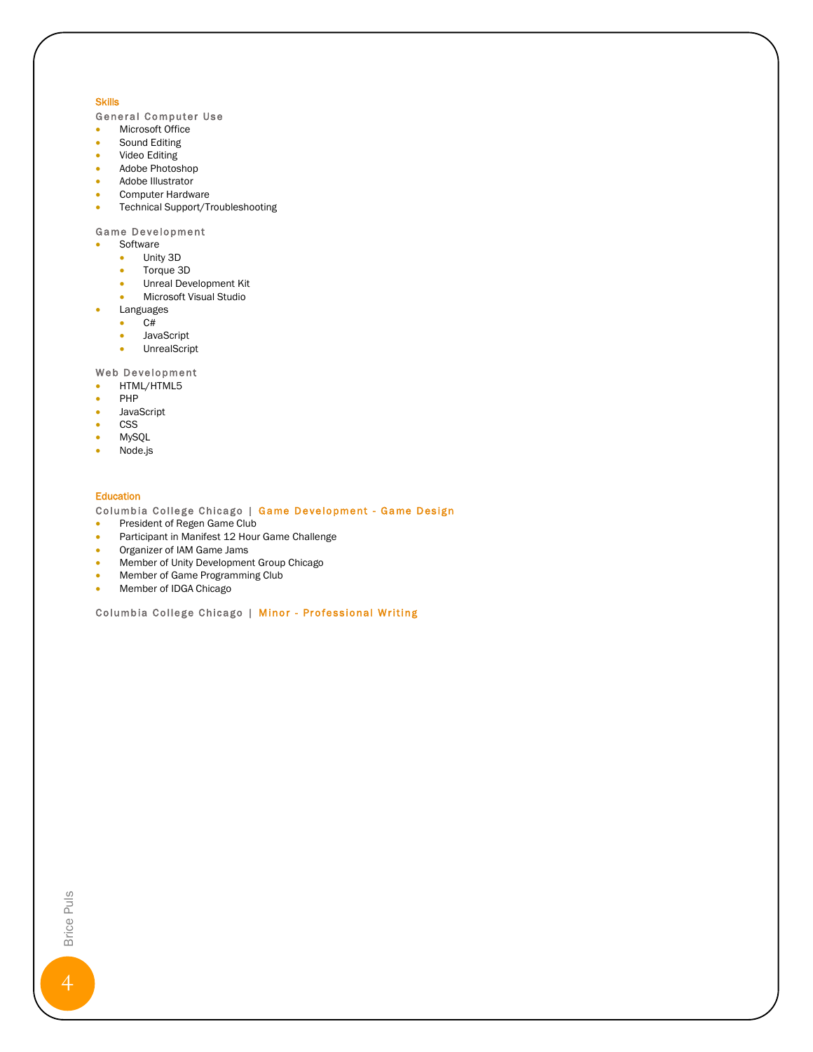## Skills

### General Computer Use

- Microsoft Office
- Sound Editing
- Video Editing
- Adobe Photoshop
- Adobe Illustrator
- Computer Hardware
- Technical Support/Troubleshooting

### Game Development

- Software
  - Unity 3D
  - Torque 3D
  - Unreal Development Kit
  - Microsoft Visual Studio
- Languages
  - C#
  - JavaScript
  - UnrealScript

### Web Development

- HTML/HTML5
- PHP
- JavaScript
- CSS
- MySQL
- Node.js

## Education

### Columbia College Chicago | Game Development - Game Design

- President of Regen Game Club
- Participant in Manifest 12 Hour Game Challenge
- Organizer of IAM Game Jams
- Member of Unity Development Group Chicago
- Member of Game Programming Club
- Member of IDGA Chicago

### Columbia College Chicago | Minor - Professional Writing